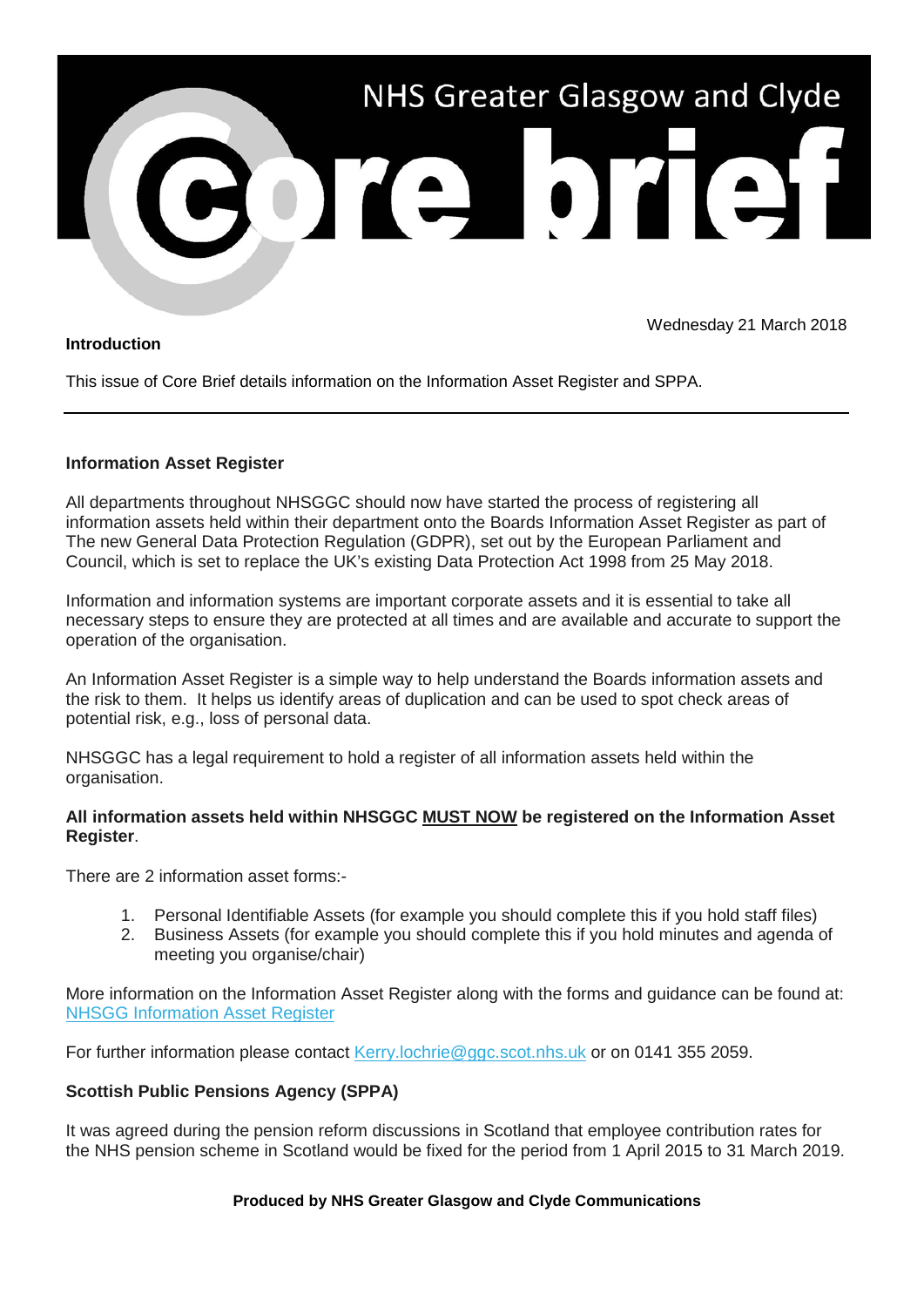# NHS Greater Glasgow and Clyde Core brief

Wednesday 21 March 2018

**Introduction**

This issue of Core Brief details information on the Information Asset Register and SPPA.

---

**Information Asset Register**

All departments throughout NHSGGC should now have started the process of registering all information assets held within their department onto the Boards Information Asset Register as part of The new General Data Protection Regulation (GDPR), set out by the European Parliament and Council, which is set to replace the UK's existing Data Protection Act 1998 from 25 May 2018.

Information and information systems are important corporate assets and it is essential to take all necessary steps to ensure they are protected at all times and are available and accurate to support the operation of the organisation.

An Information Asset Register is a simple way to help understand the Boards information assets and the risk to them. It helps us identify areas of duplication and can be used to spot check areas of potential risk, e.g., loss of personal data.

NHSGGC has a legal requirement to hold a register of all information assets held within the organisation.

**All information assets held within NHSGGC <u>MUST NOW</u> be registered on the Information Asset Register**.

There are 2 information asset forms:-

1. Personal Identifiable Assets (for example you should complete this if you hold staff files)
2. Business Assets (for example you should complete this if you hold minutes and agenda of meeting you organise/chair)

More information on the Information Asset Register along with the forms and guidance can be found at: [NHSGG Information Asset Register]()

For further information please contact [Kerry.lochrie@ggc.scot.nhs.uk](mailto:Kerry.lochrie@ggc.scot.nhs.uk) or on 0141 355 2059.

**Scottish Public Pensions Agency (SPPA)**

It was agreed during the pension reform discussions in Scotland that employee contribution rates for the NHS pension scheme in Scotland would be fixed for the period from 1 April 2015 to 31 March 2019.

**Produced by NHS Greater Glasgow and Clyde Communications**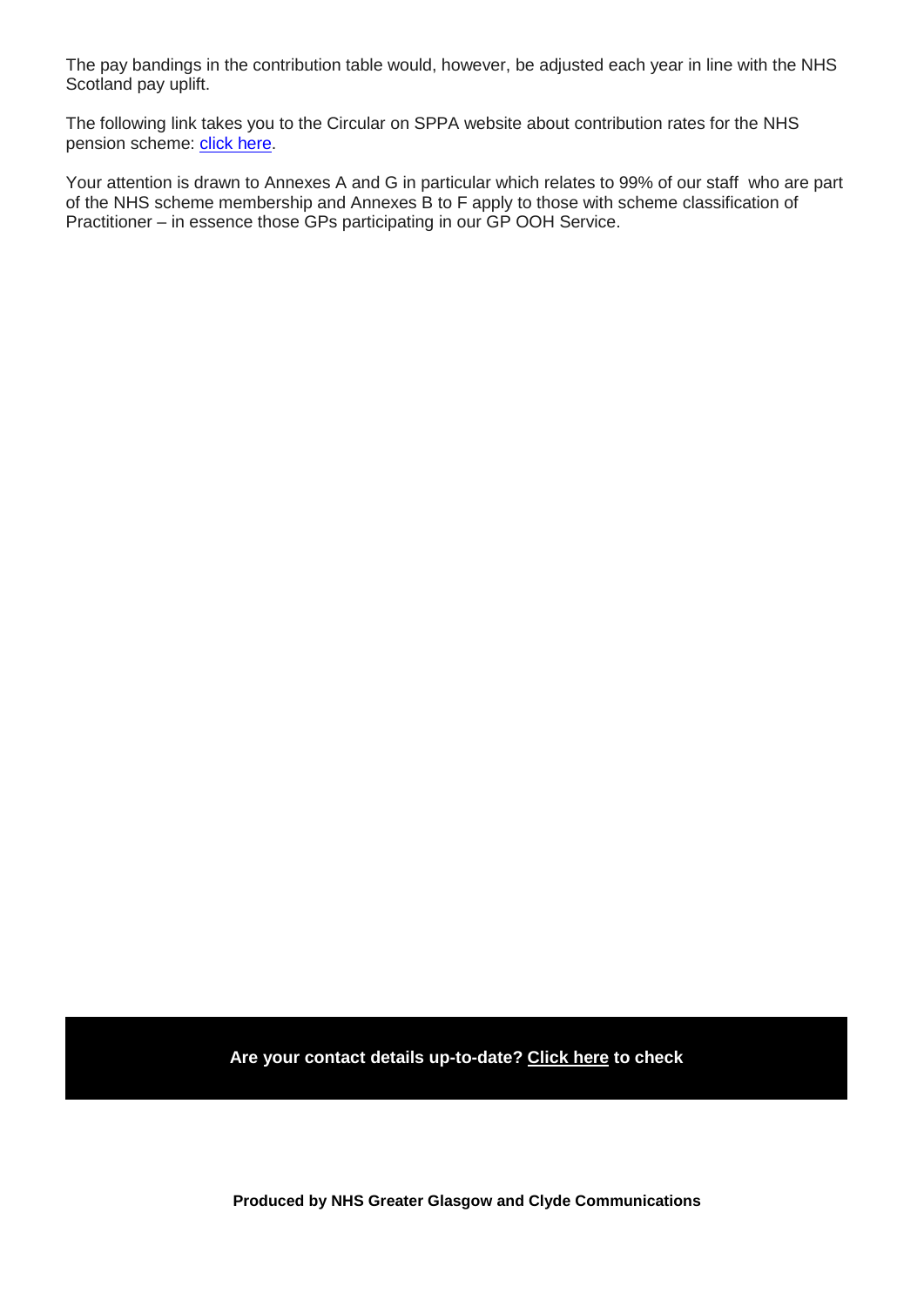The pay bandings in the contribution table would, however, be adjusted each year in line with the NHS Scotland pay uplift.

The following link takes you to the Circular on SPPA website about contribution rates for the NHS pension scheme: click here.

Your attention is drawn to Annexes A and G in particular which relates to 99% of our staff who are part of the NHS scheme membership and Annexes B to F apply to those with scheme classification of Practitioner – in essence those GPs participating in our GP OOH Service.

**Are your contact details up-to-date? Click here to check**

**Produced by NHS Greater Glasgow and Clyde Communications**